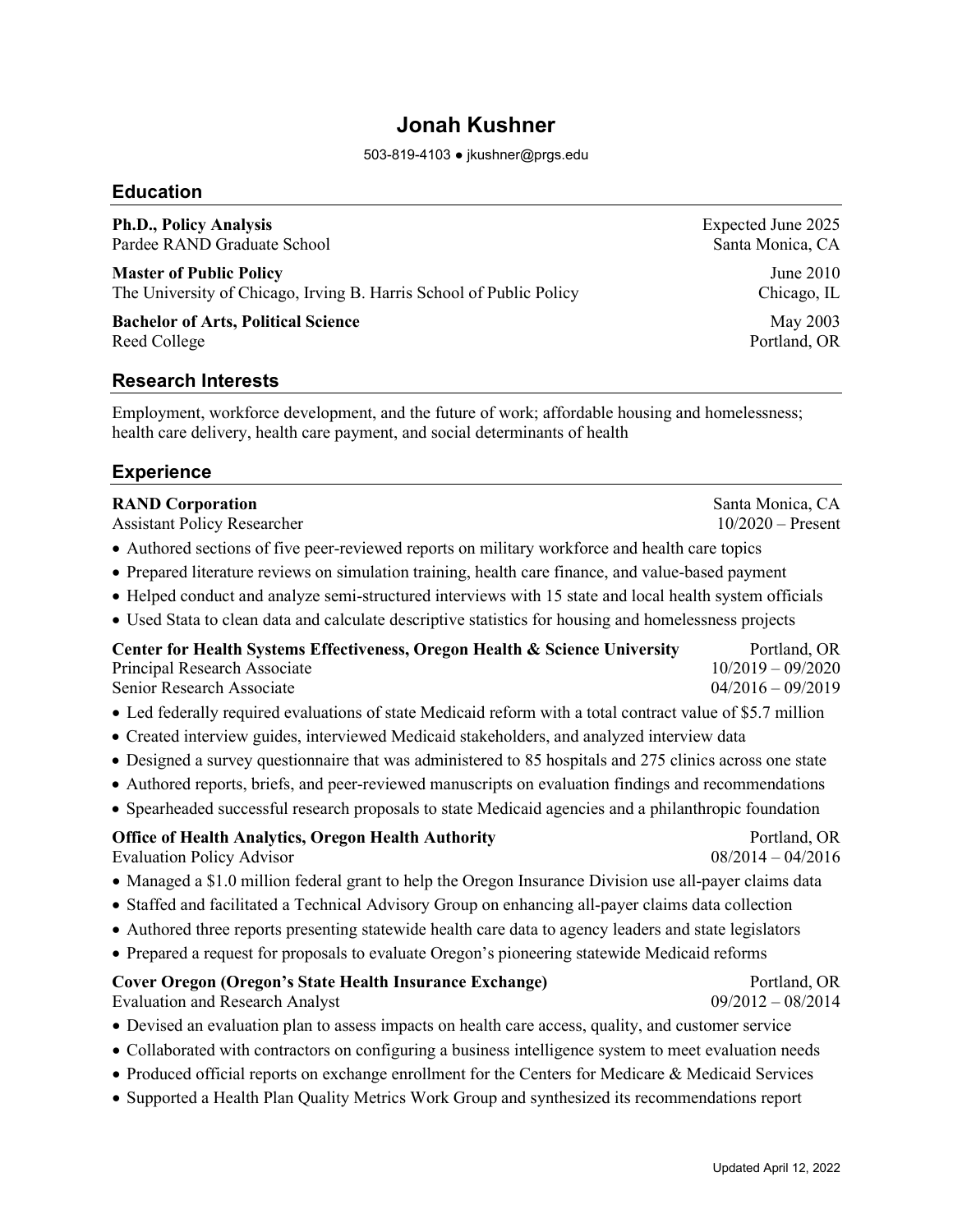# Jonah Kushner

503-819-4103 ● jkushner@prgs.edu

## Education

**Ph.D., Policy Analysis** — Expected June 2025
Pardee RAND Graduate School — Santa Monica, CA

**Master of Public Policy** — June 2010
The University of Chicago, Irving B. Harris School of Public Policy — Chicago, IL

**Bachelor of Arts, Political Science** — May 2003
Reed College — Portland, OR

## Research Interests

Employment, workforce development, and the future of work; affordable housing and homelessness; health care delivery, health care payment, and social determinants of health

## Experience

**RAND Corporation** — Santa Monica, CA
Assistant Policy Researcher — 10/2020 – Present

- Authored sections of five peer-reviewed reports on military workforce and health care topics
- Prepared literature reviews on simulation training, health care finance, and value-based payment
- Helped conduct and analyze semi-structured interviews with 15 state and local health system officials
- Used Stata to clean data and calculate descriptive statistics for housing and homelessness projects

**Center for Health Systems Effectiveness, Oregon Health & Science University** — Portland, OR
Principal Research Associate — 10/2019 – 09/2020
Senior Research Associate — 04/2016 – 09/2019

- Led federally required evaluations of state Medicaid reform with a total contract value of $5.7 million
- Created interview guides, interviewed Medicaid stakeholders, and analyzed interview data
- Designed a survey questionnaire that was administered to 85 hospitals and 275 clinics across one state
- Authored reports, briefs, and peer-reviewed manuscripts on evaluation findings and recommendations
- Spearheaded successful research proposals to state Medicaid agencies and a philanthropic foundation

**Office of Health Analytics, Oregon Health Authority** — Portland, OR
Evaluation Policy Advisor — 08/2014 – 04/2016

- Managed a $1.0 million federal grant to help the Oregon Insurance Division use all-payer claims data
- Staffed and facilitated a Technical Advisory Group on enhancing all-payer claims data collection
- Authored three reports presenting statewide health care data to agency leaders and state legislators
- Prepared a request for proposals to evaluate Oregon's pioneering statewide Medicaid reforms

**Cover Oregon (Oregon's State Health Insurance Exchange)** — Portland, OR
Evaluation and Research Analyst — 09/2012 – 08/2014

- Devised an evaluation plan to assess impacts on health care access, quality, and customer service
- Collaborated with contractors on configuring a business intelligence system to meet evaluation needs
- Produced official reports on exchange enrollment for the Centers for Medicare & Medicaid Services
- Supported a Health Plan Quality Metrics Work Group and synthesized its recommendations report

Updated April 12, 2022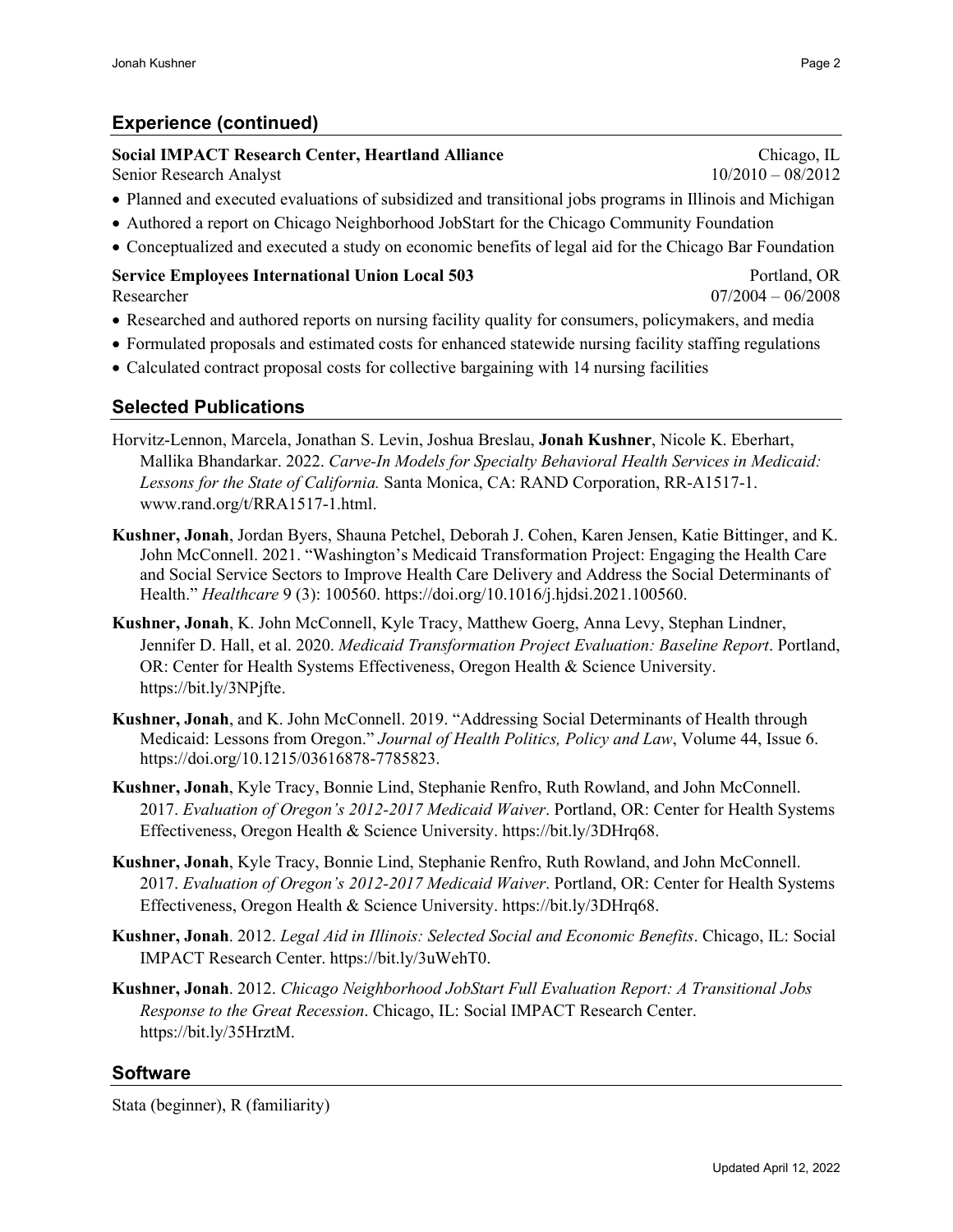## Experience (continued)

**Social IMPACT Research Center, Heartland Alliance** Chicago, IL
Senior Research Analyst 10/2010 – 08/2012

- Planned and executed evaluations of subsidized and transitional jobs programs in Illinois and Michigan
- Authored a report on Chicago Neighborhood JobStart for the Chicago Community Foundation
- Conceptualized and executed a study on economic benefits of legal aid for the Chicago Bar Foundation

**Service Employees International Union Local 503** Portland, OR
Researcher 07/2004 – 06/2008

- Researched and authored reports on nursing facility quality for consumers, policymakers, and media
- Formulated proposals and estimated costs for enhanced statewide nursing facility staffing regulations
- Calculated contract proposal costs for collective bargaining with 14 nursing facilities

## Selected Publications

Horvitz-Lennon, Marcela, Jonathan S. Levin, Joshua Breslau, **Jonah Kushner**, Nicole K. Eberhart, Mallika Bhandarkar. 2022. *Carve-In Models for Specialty Behavioral Health Services in Medicaid: Lessons for the State of California.* Santa Monica, CA: RAND Corporation, RR-A1517-1. www.rand.org/t/RRA1517-1.html.

**Kushner, Jonah**, Jordan Byers, Shauna Petchel, Deborah J. Cohen, Karen Jensen, Katie Bittinger, and K. John McConnell. 2021. "Washington's Medicaid Transformation Project: Engaging the Health Care and Social Service Sectors to Improve Health Care Delivery and Address the Social Determinants of Health." *Healthcare* 9 (3): 100560. https://doi.org/10.1016/j.hjdsi.2021.100560.

**Kushner, Jonah**, K. John McConnell, Kyle Tracy, Matthew Goerg, Anna Levy, Stephan Lindner, Jennifer D. Hall, et al. 2020. *Medicaid Transformation Project Evaluation: Baseline Report*. Portland, OR: Center for Health Systems Effectiveness, Oregon Health & Science University. https://bit.ly/3NPjfte.

**Kushner, Jonah**, and K. John McConnell. 2019. "Addressing Social Determinants of Health through Medicaid: Lessons from Oregon." *Journal of Health Politics, Policy and Law*, Volume 44, Issue 6. https://doi.org/10.1215/03616878-7785823.

**Kushner, Jonah**, Kyle Tracy, Bonnie Lind, Stephanie Renfro, Ruth Rowland, and John McConnell. 2017. *Evaluation of Oregon's 2012-2017 Medicaid Waiver*. Portland, OR: Center for Health Systems Effectiveness, Oregon Health & Science University. https://bit.ly/3DHrq68.

**Kushner, Jonah**, Kyle Tracy, Bonnie Lind, Stephanie Renfro, Ruth Rowland, and John McConnell. 2017. *Evaluation of Oregon's 2012-2017 Medicaid Waiver*. Portland, OR: Center for Health Systems Effectiveness, Oregon Health & Science University. https://bit.ly/3DHrq68.

**Kushner, Jonah**. 2012. *Legal Aid in Illinois: Selected Social and Economic Benefits*. Chicago, IL: Social IMPACT Research Center. https://bit.ly/3uWehT0.

**Kushner, Jonah**. 2012. *Chicago Neighborhood JobStart Full Evaluation Report: A Transitional Jobs Response to the Great Recession*. Chicago, IL: Social IMPACT Research Center. https://bit.ly/35HrztM.

## Software

Stata (beginner), R (familiarity)

Updated April 12, 2022